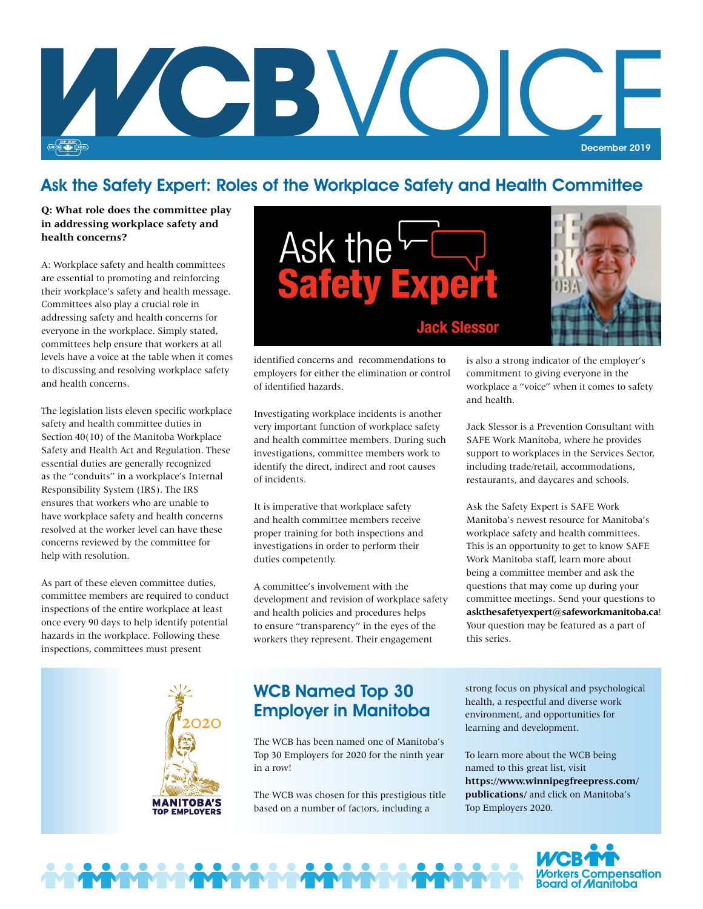# WCB VOICE

December 2019

## Ask the Safety Expert: Roles of the Workplace Safety and Health Committee

**Q: What role does the committee play in addressing workplace safety and health concerns?**

A: Workplace safety and health committees are essential to promoting and reinforcing their workplace's safety and health message. Committees also play a crucial role in addressing safety and health concerns for everyone in the workplace. Simply stated, committees help ensure that workers at all levels have a voice at the table when it comes to discussing and resolving workplace safety and health concerns.

The legislation lists eleven specific workplace safety and health committee duties in Section 40(10) of the Manitoba Workplace Safety and Health Act and Regulation. These essential duties are generally recognized as the "conduits" in a workplace's Internal Responsibility System (IRS). The IRS ensures that workers who are unable to have workplace safety and health concerns resolved at the worker level can have these concerns reviewed by the committee for help with resolution.

As part of these eleven committee duties, committee members are required to conduct inspections of the entire workplace at least once every 90 days to help identify potential hazards in the workplace. Following these inspections, committees must present identified concerns and recommendations to employers for either the elimination or control of identified hazards.

Investigating workplace incidents is another very important function of workplace safety and health committee members. During such investigations, committee members work to identify the direct, indirect and root causes of incidents.

It is imperative that workplace safety and health committee members receive proper training for both inspections and investigations in order to perform their duties competently.

A committee's involvement with the development and revision of workplace safety and health policies and procedures helps to ensure "transparency" in the eyes of the workers they represent. Their engagement is also a strong indicator of the employer's commitment to giving everyone in the workplace a "voice" when it comes to safety and health.

Jack Slessor is a Prevention Consultant with SAFE Work Manitoba, where he provides support to workplaces in the Services Sector, including trade/retail, accommodations, restaurants, and daycares and schools.

Ask the Safety Expert is SAFE Work Manitoba's newest resource for Manitoba's workplace safety and health committees. This is an opportunity to get to know SAFE Work Manitoba staff, learn more about being a committee member and ask the questions that may come up during your committee meetings. Send your questions to **askthesafetyexpert@safeworkmanitoba.ca**! Your question may be featured as a part of this series.

## WCB Named Top 30 Employer in Manitoba

The WCB has been named one of Manitoba's Top 30 Employers for 2020 for the ninth year in a row!

The WCB was chosen for this prestigious title based on a number of factors, including a strong focus on physical and psychological health, a respectful and diverse work environment, and opportunities for learning and development.

To learn more about the WCB being named to this great list, visit **https://www.winnipegfreepress.com/publications/** and click on Manitoba's Top Employers 2020.

WCB Workers Compensation Board of Manitoba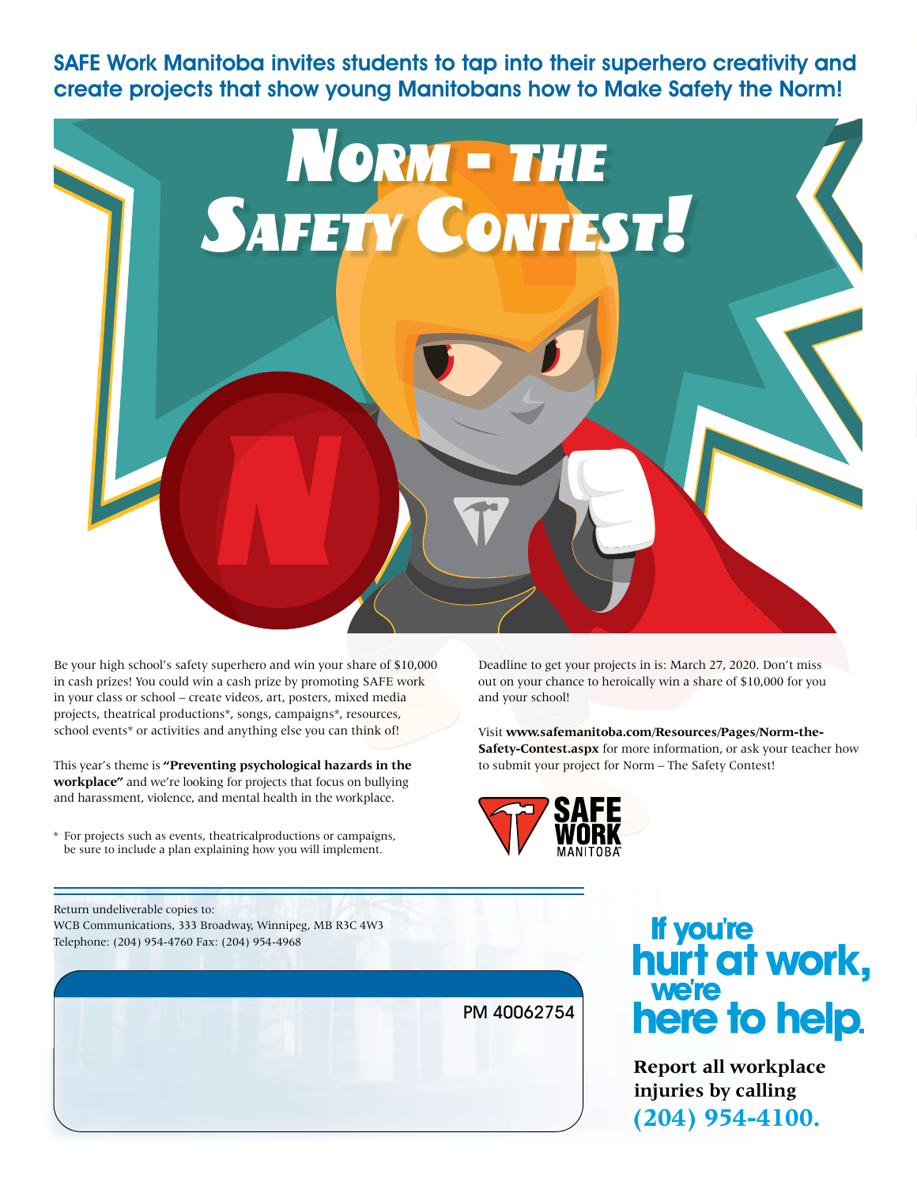**SAFE Work Manitoba invites students to tap into their superhero creativity and create projects that show young Manitobans how to Make Safety the Norm!**

# Norm - the Safety Contest!

Be your high school's safety superhero and win your share of $10,000 in cash prizes! You could win a cash prize by promoting SAFE work in your class or school – create videos, art, posters, mixed media projects, theatrical productions*, songs, campaigns*, resources, school events* or activities and anything else you can think of!

This year's theme is **"Preventing psychological hazards in the workplace"** and we're looking for projects that focus on bullying and harassment, violence, and mental health in the workplace.

\* For projects such as events, theatricalproductions or campaigns, be sure to include a plan explaining how you will implement.

Deadline to get your projects in is: March 27, 2020. Don't miss out on your chance to heroically win a share of $10,000 for you and your school!

Visit **www.safemanitoba.com/Resources/Pages/Norm-the-Safety-Contest.aspx** for more information, or ask your teacher how to submit your project for Norm – The Safety Contest!

SAFE WORK MANITOBA

Return undeliverable copies to:
WCB Communications, 333 Broadway, Winnipeg, MB R3C 4W3
Telephone: (204) 954-4760 Fax: (204) 954-4968

PM 40062754

**If you're hurt at work, we're here to help.**

**Report all workplace injuries by calling (204) 954-4100.**